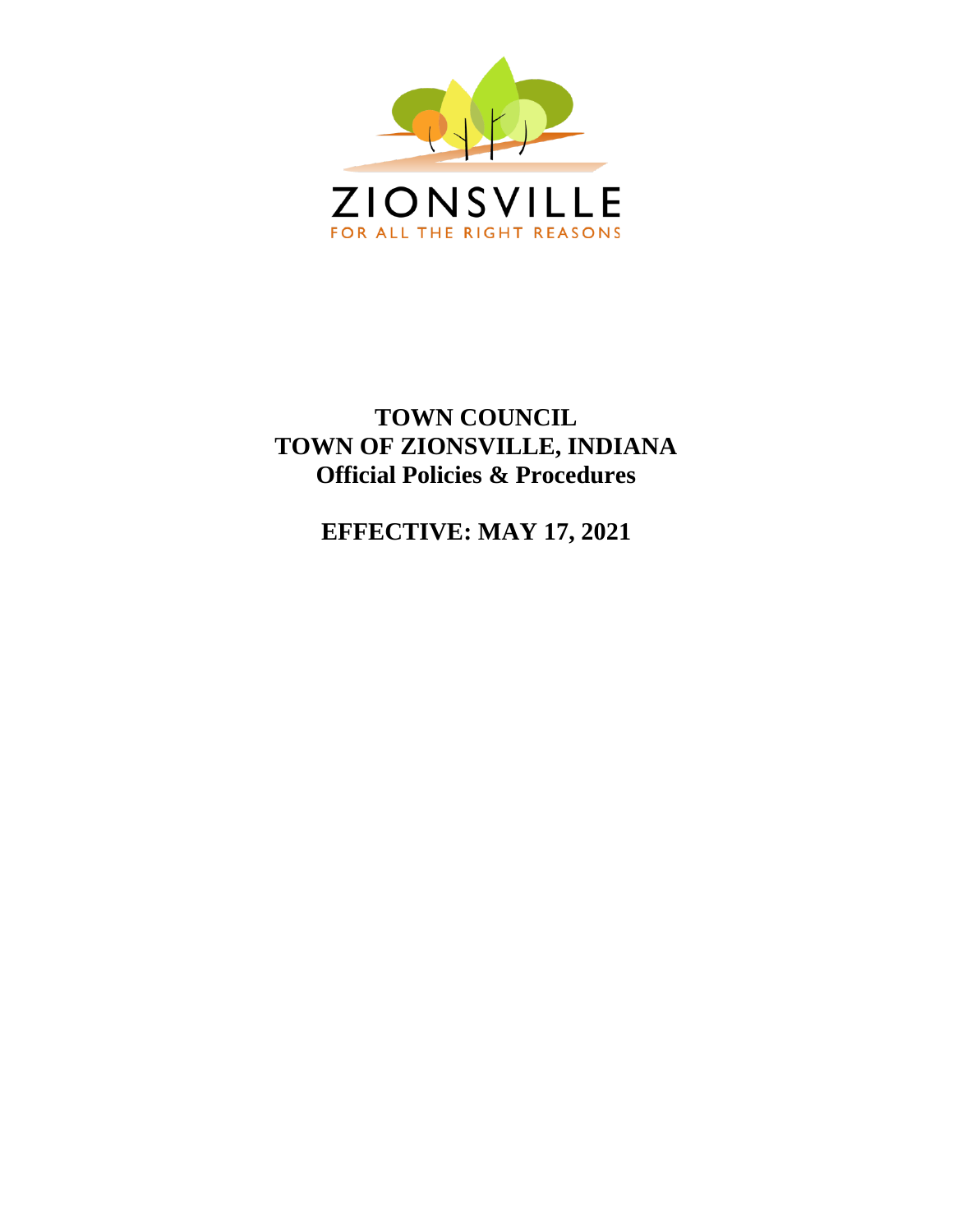ZIONSVILLE

FOR ALL THE RIGHT REASONS

# TOWN COUNCIL
# TOWN OF ZIONSVILLE, INDIANA
## Official Policies & Procedures

## EFFECTIVE: MAY 17, 2021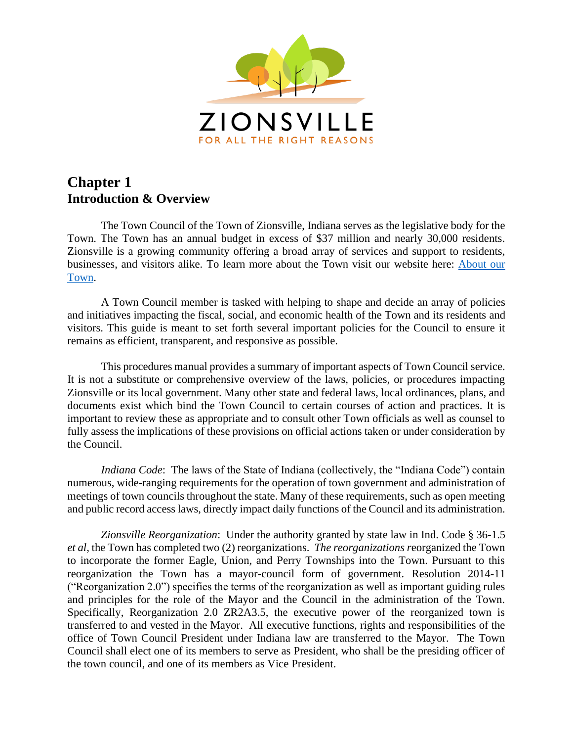ZIONSVILLE

FOR ALL THE RIGHT REASONS

# Chapter 1
## Introduction & Overview

The Town Council of the Town of Zionsville, Indiana serves as the legislative body for the Town. The Town has an annual budget in excess of $37 million and nearly 30,000 residents. Zionsville is a growing community offering a broad array of services and support to residents, businesses, and visitors alike. To learn more about the Town visit our website here: [About our Town](#).

A Town Council member is tasked with helping to shape and decide an array of policies and initiatives impacting the fiscal, social, and economic health of the Town and its residents and visitors. This guide is meant to set forth several important policies for the Council to ensure it remains as efficient, transparent, and responsive as possible.

This procedures manual provides a summary of important aspects of Town Council service. It is not a substitute or comprehensive overview of the laws, policies, or procedures impacting Zionsville or its local government. Many other state and federal laws, local ordinances, plans, and documents exist which bind the Town Council to certain courses of action and practices. It is important to review these as appropriate and to consult other Town officials as well as counsel to fully assess the implications of these provisions on official actions taken or under consideration by the Council.

*Indiana Code*: The laws of the State of Indiana (collectively, the "Indiana Code") contain numerous, wide-ranging requirements for the operation of town government and administration of meetings of town councils throughout the state. Many of these requirements, such as open meeting and public record access laws, directly impact daily functions of the Council and its administration.

*Zionsville Reorganization*: Under the authority granted by state law in Ind. Code § 36-1.5 *et al*, the Town has completed two (2) reorganizations. *The reorganizations r*eorganized the Town to incorporate the former Eagle, Union, and Perry Townships into the Town. Pursuant to this reorganization the Town has a mayor-council form of government. Resolution 2014-11 ("Reorganization 2.0") specifies the terms of the reorganization as well as important guiding rules and principles for the role of the Mayor and the Council in the administration of the Town. Specifically, Reorganization 2.0 ZR2A3.5, the executive power of the reorganized town is transferred to and vested in the Mayor. All executive functions, rights and responsibilities of the office of Town Council President under Indiana law are transferred to the Mayor. The Town Council shall elect one of its members to serve as President, who shall be the presiding officer of the town council, and one of its members as Vice President.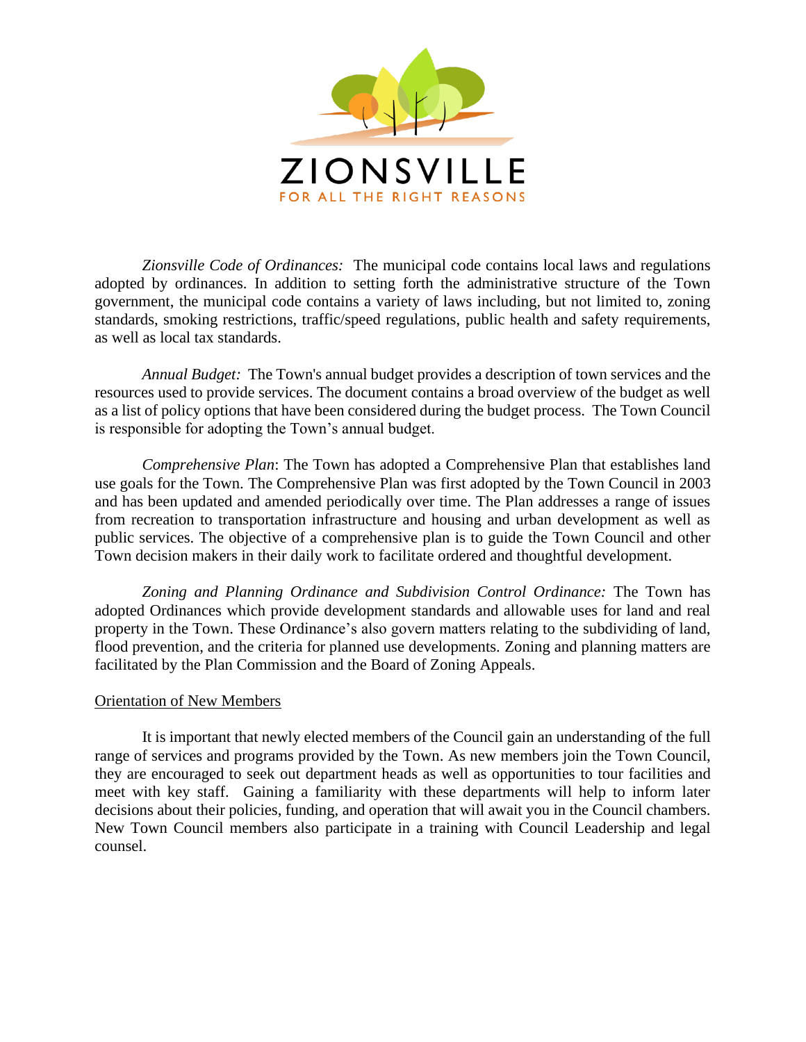ZIONSVILLE

FOR ALL THE RIGHT REASONS

*Zionsville Code of Ordinances:* The municipal code contains local laws and regulations adopted by ordinances. In addition to setting forth the administrative structure of the Town government, the municipal code contains a variety of laws including, but not limited to, zoning standards, smoking restrictions, traffic/speed regulations, public health and safety requirements, as well as local tax standards.

*Annual Budget:* The Town's annual budget provides a description of town services and the resources used to provide services. The document contains a broad overview of the budget as well as a list of policy options that have been considered during the budget process. The Town Council is responsible for adopting the Town's annual budget.

*Comprehensive Plan*: The Town has adopted a Comprehensive Plan that establishes land use goals for the Town. The Comprehensive Plan was first adopted by the Town Council in 2003 and has been updated and amended periodically over time. The Plan addresses a range of issues from recreation to transportation infrastructure and housing and urban development as well as public services. The objective of a comprehensive plan is to guide the Town Council and other Town decision makers in their daily work to facilitate ordered and thoughtful development.

*Zoning and Planning Ordinance and Subdivision Control Ordinance:* The Town has adopted Ordinances which provide development standards and allowable uses for land and real property in the Town. These Ordinance's also govern matters relating to the subdividing of land, flood prevention, and the criteria for planned use developments. Zoning and planning matters are facilitated by the Plan Commission and the Board of Zoning Appeals.

<u>Orientation of New Members</u>

It is important that newly elected members of the Council gain an understanding of the full range of services and programs provided by the Town. As new members join the Town Council, they are encouraged to seek out department heads as well as opportunities to tour facilities and meet with key staff. Gaining a familiarity with these departments will help to inform later decisions about their policies, funding, and operation that will await you in the Council chambers. New Town Council members also participate in a training with Council Leadership and legal counsel.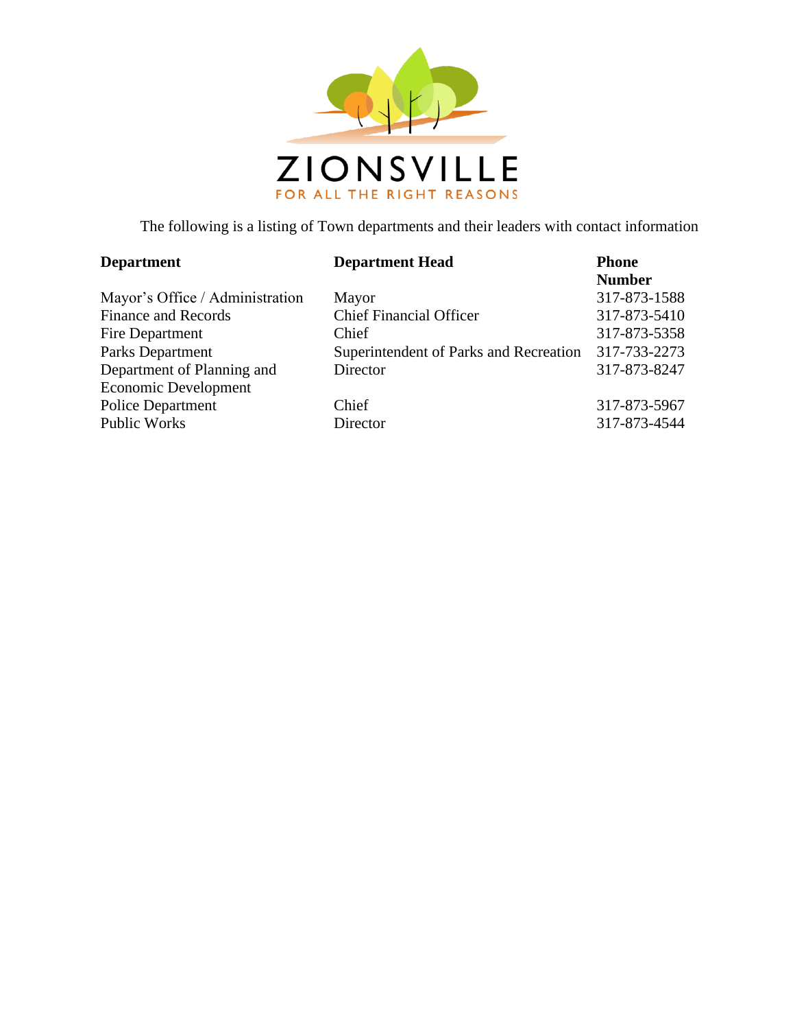ZIONSVILLE

FOR ALL THE RIGHT REASONS

The following is a listing of Town departments and their leaders with contact information

| Department | Department Head | Phone Number |
|---|---|---|
| Mayor's Office / Administration | Mayor | 317-873-1588 |
| Finance and Records | Chief Financial Officer | 317-873-5410 |
| Fire Department | Chief | 317-873-5358 |
| Parks Department | Superintendent of Parks and Recreation | 317-733-2273 |
| Department of Planning and Economic Development | Director | 317-873-8247 |
| Police Department | Chief | 317-873-5967 |
| Public Works | Director | 317-873-4544 |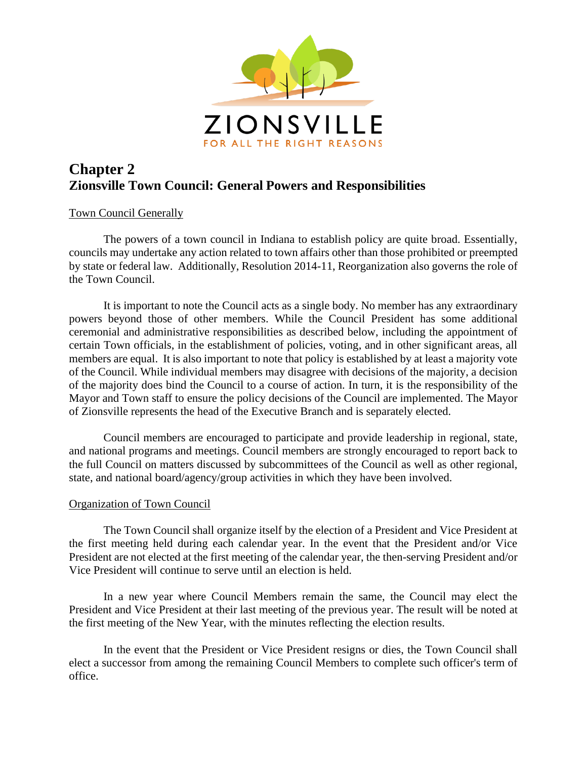ZIONSVILLE

FOR ALL THE RIGHT REASONS

# Chapter 2
# Zionsville Town Council: General Powers and Responsibilities

<u>Town Council Generally</u>

The powers of a town council in Indiana to establish policy are quite broad. Essentially, councils may undertake any action related to town affairs other than those prohibited or preempted by state or federal law. Additionally, Resolution 2014-11, Reorganization also governs the role of the Town Council.

It is important to note the Council acts as a single body. No member has any extraordinary powers beyond those of other members. While the Council President has some additional ceremonial and administrative responsibilities as described below, including the appointment of certain Town officials, in the establishment of policies, voting, and in other significant areas, all members are equal. It is also important to note that policy is established by at least a majority vote of the Council. While individual members may disagree with decisions of the majority, a decision of the majority does bind the Council to a course of action. In turn, it is the responsibility of the Mayor and Town staff to ensure the policy decisions of the Council are implemented. The Mayor of Zionsville represents the head of the Executive Branch and is separately elected.

Council members are encouraged to participate and provide leadership in regional, state, and national programs and meetings. Council members are strongly encouraged to report back to the full Council on matters discussed by subcommittees of the Council as well as other regional, state, and national board/agency/group activities in which they have been involved.

<u>Organization of Town Council</u>

The Town Council shall organize itself by the election of a President and Vice President at the first meeting held during each calendar year. In the event that the President and/or Vice President are not elected at the first meeting of the calendar year, the then-serving President and/or Vice President will continue to serve until an election is held.

In a new year where Council Members remain the same, the Council may elect the President and Vice President at their last meeting of the previous year. The result will be noted at the first meeting of the New Year, with the minutes reflecting the election results.

In the event that the President or Vice President resigns or dies, the Town Council shall elect a successor from among the remaining Council Members to complete such officer's term of office.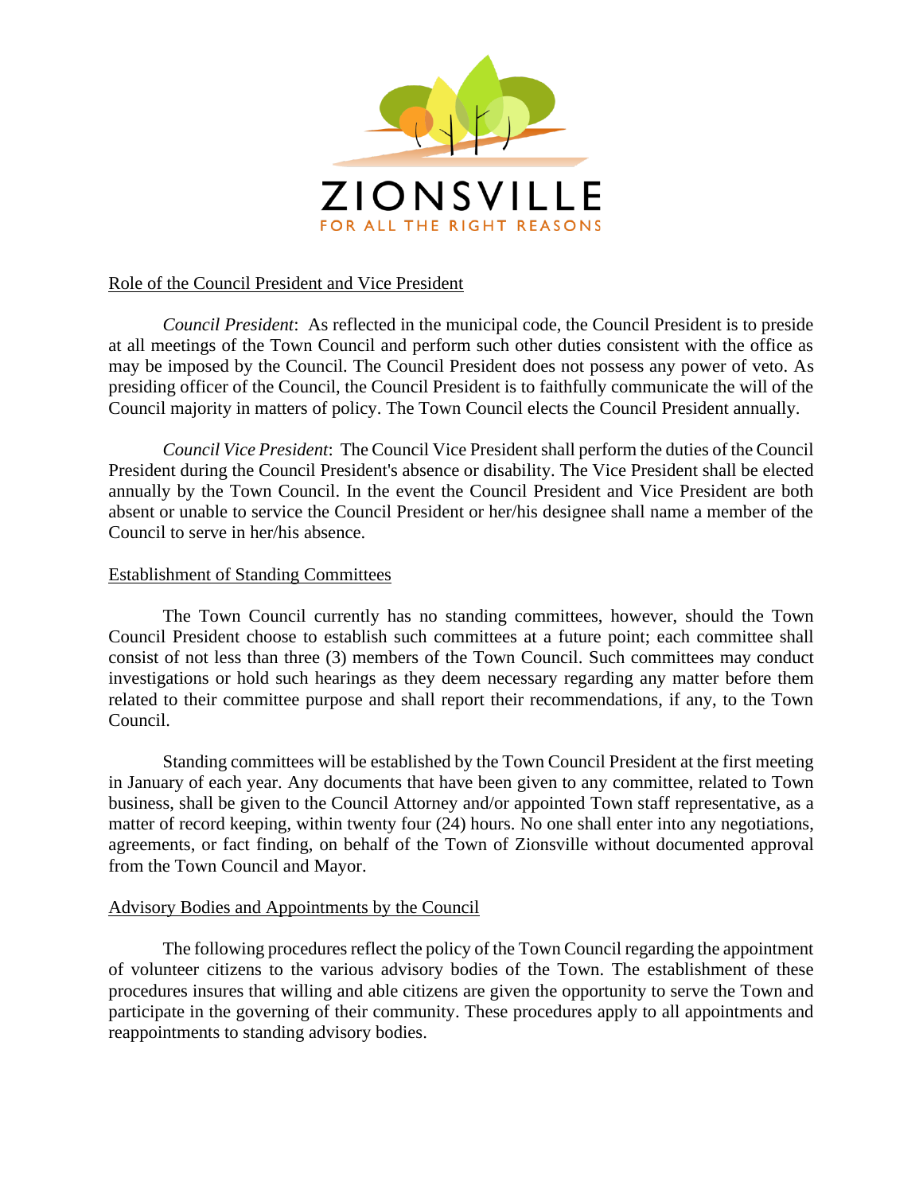ZIONSVILLE

FOR ALL THE RIGHT REASONS

Role of the Council President and Vice President

*Council President*: As reflected in the municipal code, the Council President is to preside at all meetings of the Town Council and perform such other duties consistent with the office as may be imposed by the Council. The Council President does not possess any power of veto. As presiding officer of the Council, the Council President is to faithfully communicate the will of the Council majority in matters of policy. The Town Council elects the Council President annually.

*Council Vice President*: The Council Vice President shall perform the duties of the Council President during the Council President's absence or disability. The Vice President shall be elected annually by the Town Council. In the event the Council President and Vice President are both absent or unable to service the Council President or her/his designee shall name a member of the Council to serve in her/his absence.

Establishment of Standing Committees

The Town Council currently has no standing committees, however, should the Town Council President choose to establish such committees at a future point; each committee shall consist of not less than three (3) members of the Town Council. Such committees may conduct investigations or hold such hearings as they deem necessary regarding any matter before them related to their committee purpose and shall report their recommendations, if any, to the Town Council.

Standing committees will be established by the Town Council President at the first meeting in January of each year. Any documents that have been given to any committee, related to Town business, shall be given to the Council Attorney and/or appointed Town staff representative, as a matter of record keeping, within twenty four (24) hours. No one shall enter into any negotiations, agreements, or fact finding, on behalf of the Town of Zionsville without documented approval from the Town Council and Mayor.

Advisory Bodies and Appointments by the Council

The following procedures reflect the policy of the Town Council regarding the appointment of volunteer citizens to the various advisory bodies of the Town. The establishment of these procedures insures that willing and able citizens are given the opportunity to serve the Town and participate in the governing of their community. These procedures apply to all appointments and reappointments to standing advisory bodies.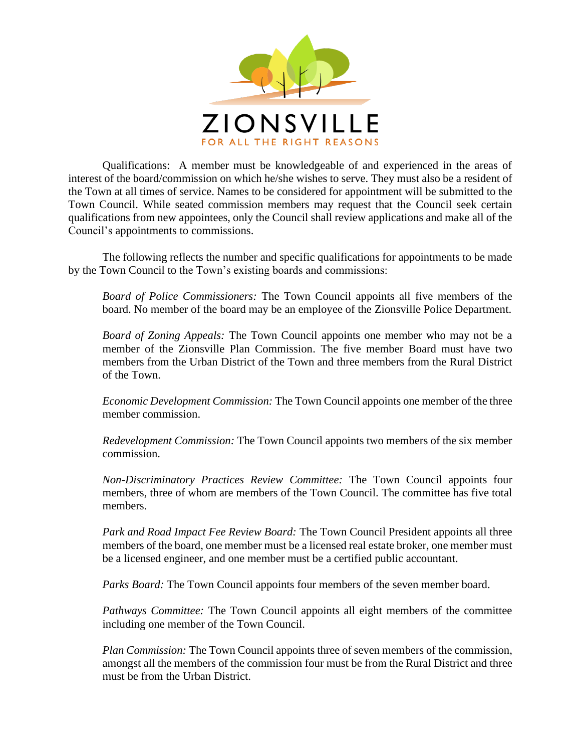ZIONSVILLE

FOR ALL THE RIGHT REASONS

Qualifications: A member must be knowledgeable of and experienced in the areas of interest of the board/commission on which he/she wishes to serve. They must also be a resident of the Town at all times of service. Names to be considered for appointment will be submitted to the Town Council. While seated commission members may request that the Council seek certain qualifications from new appointees, only the Council shall review applications and make all of the Council's appointments to commissions.

The following reflects the number and specific qualifications for appointments to be made by the Town Council to the Town's existing boards and commissions:

*Board of Police Commissioners:* The Town Council appoints all five members of the board. No member of the board may be an employee of the Zionsville Police Department.

*Board of Zoning Appeals:* The Town Council appoints one member who may not be a member of the Zionsville Plan Commission. The five member Board must have two members from the Urban District of the Town and three members from the Rural District of the Town.

*Economic Development Commission:* The Town Council appoints one member of the three member commission.

*Redevelopment Commission:* The Town Council appoints two members of the six member commission.

*Non-Discriminatory Practices Review Committee:* The Town Council appoints four members, three of whom are members of the Town Council. The committee has five total members.

*Park and Road Impact Fee Review Board:* The Town Council President appoints all three members of the board, one member must be a licensed real estate broker, one member must be a licensed engineer, and one member must be a certified public accountant.

*Parks Board:* The Town Council appoints four members of the seven member board.

*Pathways Committee:* The Town Council appoints all eight members of the committee including one member of the Town Council.

*Plan Commission:* The Town Council appoints three of seven members of the commission, amongst all the members of the commission four must be from the Rural District and three must be from the Urban District.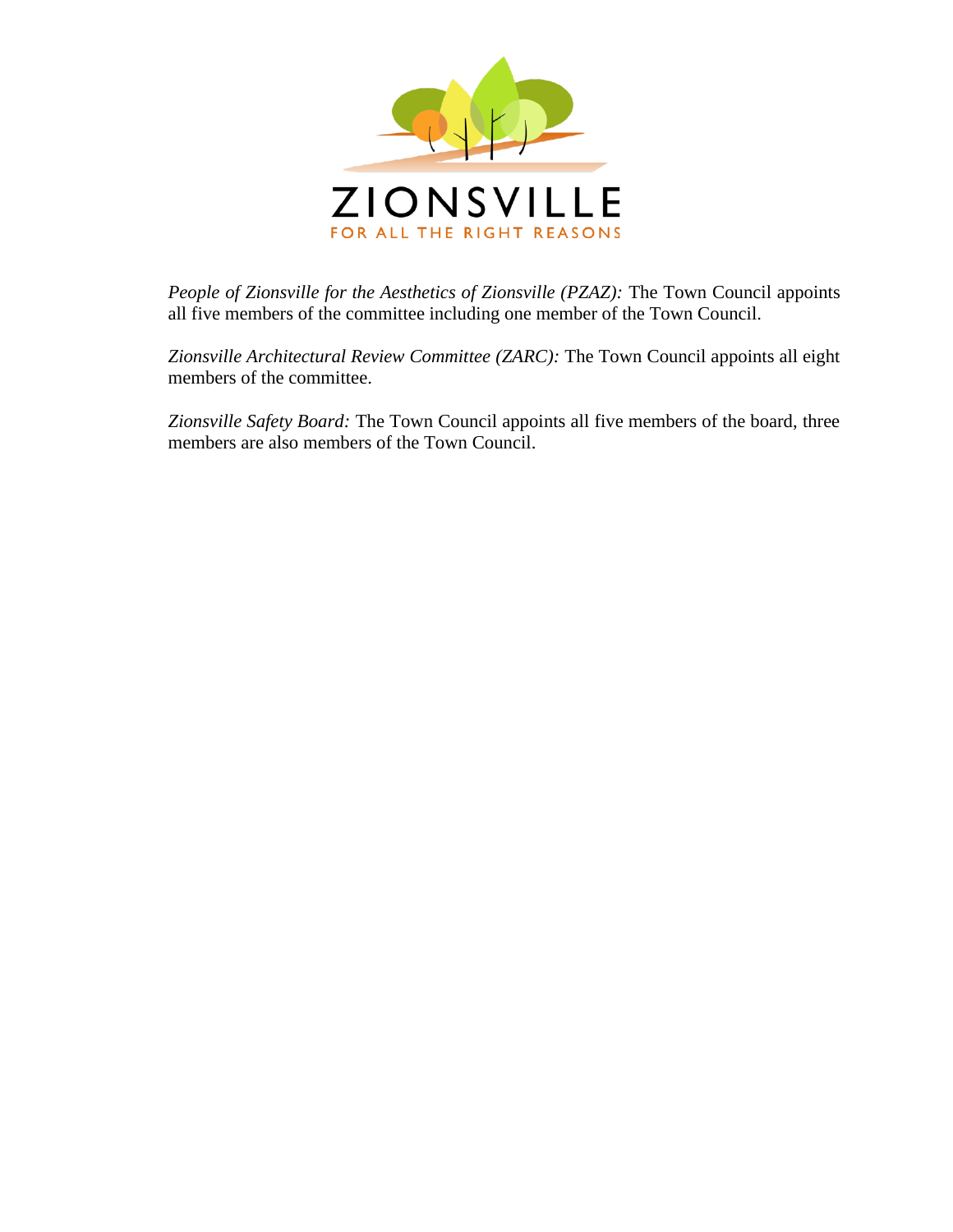*People of Zionsville for the Aesthetics of Zionsville (PZAZ):* The Town Council appoints all five members of the committee including one member of the Town Council.

*Zionsville Architectural Review Committee (ZARC):* The Town Council appoints all eight members of the committee.

*Zionsville Safety Board:* The Town Council appoints all five members of the board, three members are also members of the Town Council.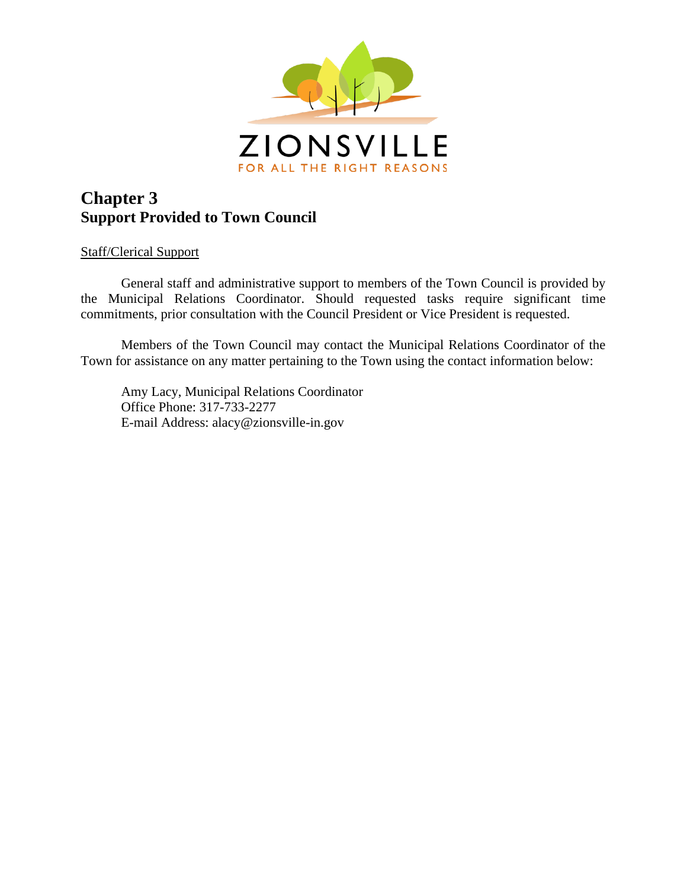ZIONSVILLE

FOR ALL THE RIGHT REASONS

# Chapter 3
# Support Provided to Town Council

Staff/Clerical Support

General staff and administrative support to members of the Town Council is provided by the Municipal Relations Coordinator. Should requested tasks require significant time commitments, prior consultation with the Council President or Vice President is requested.

Members of the Town Council may contact the Municipal Relations Coordinator of the Town for assistance on any matter pertaining to the Town using the contact information below:

Amy Lacy, Municipal Relations Coordinator
Office Phone: 317-733-2277
E-mail Address: alacy@zionsville-in.gov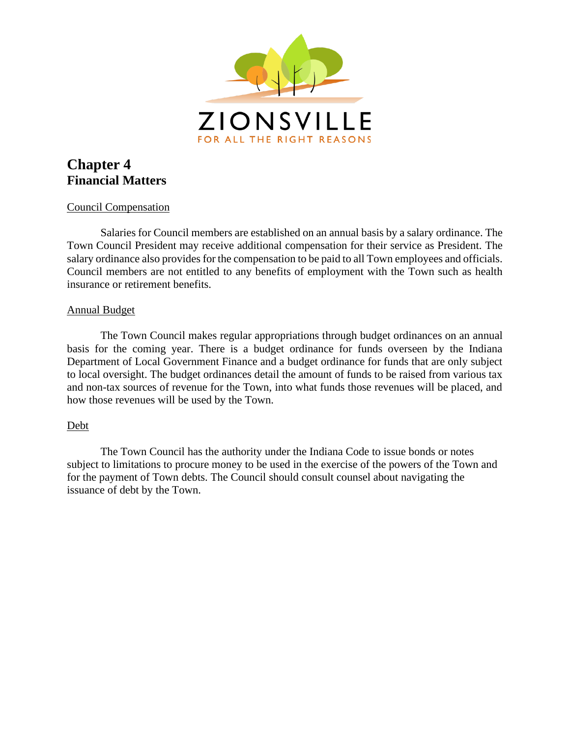ZIONSVILLE

FOR ALL THE RIGHT REASONS

# Chapter 4
# Financial Matters

Council Compensation

Salaries for Council members are established on an annual basis by a salary ordinance. The Town Council President may receive additional compensation for their service as President. The salary ordinance also provides for the compensation to be paid to all Town employees and officials. Council members are not entitled to any benefits of employment with the Town such as health insurance or retirement benefits.

Annual Budget

The Town Council makes regular appropriations through budget ordinances on an annual basis for the coming year. There is a budget ordinance for funds overseen by the Indiana Department of Local Government Finance and a budget ordinance for funds that are only subject to local oversight. The budget ordinances detail the amount of funds to be raised from various tax and non-tax sources of revenue for the Town, into what funds those revenues will be placed, and how those revenues will be used by the Town.

Debt

The Town Council has the authority under the Indiana Code to issue bonds or notes subject to limitations to procure money to be used in the exercise of the powers of the Town and for the payment of Town debts. The Council should consult counsel about navigating the issuance of debt by the Town.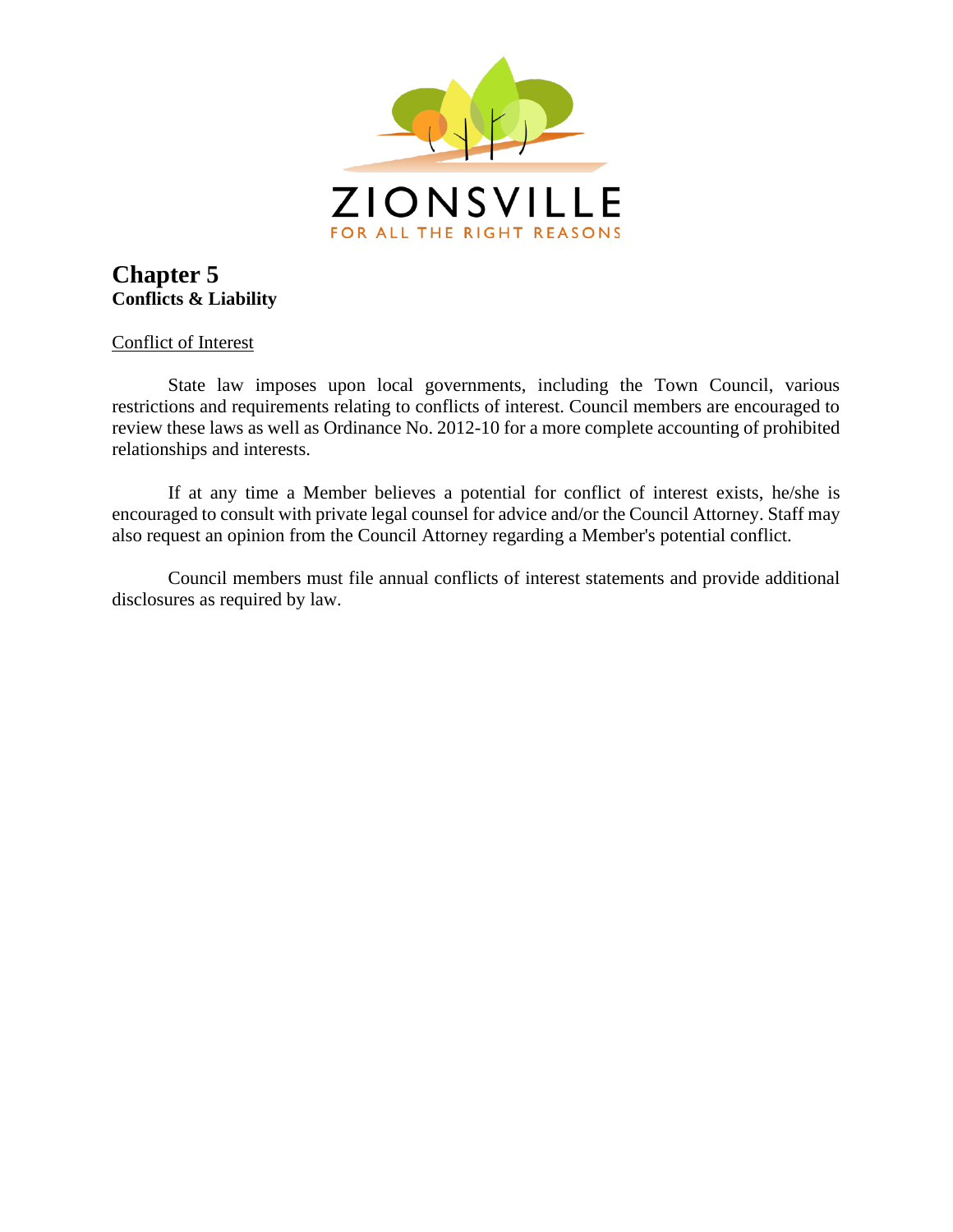# Chapter 5
## Conflicts & Liability

Conflict of Interest

State law imposes upon local governments, including the Town Council, various restrictions and requirements relating to conflicts of interest. Council members are encouraged to review these laws as well as Ordinance No. 2012-10 for a more complete accounting of prohibited relationships and interests.

If at any time a Member believes a potential for conflict of interest exists, he/she is encouraged to consult with private legal counsel for advice and/or the Council Attorney. Staff may also request an opinion from the Council Attorney regarding a Member's potential conflict.

Council members must file annual conflicts of interest statements and provide additional disclosures as required by law.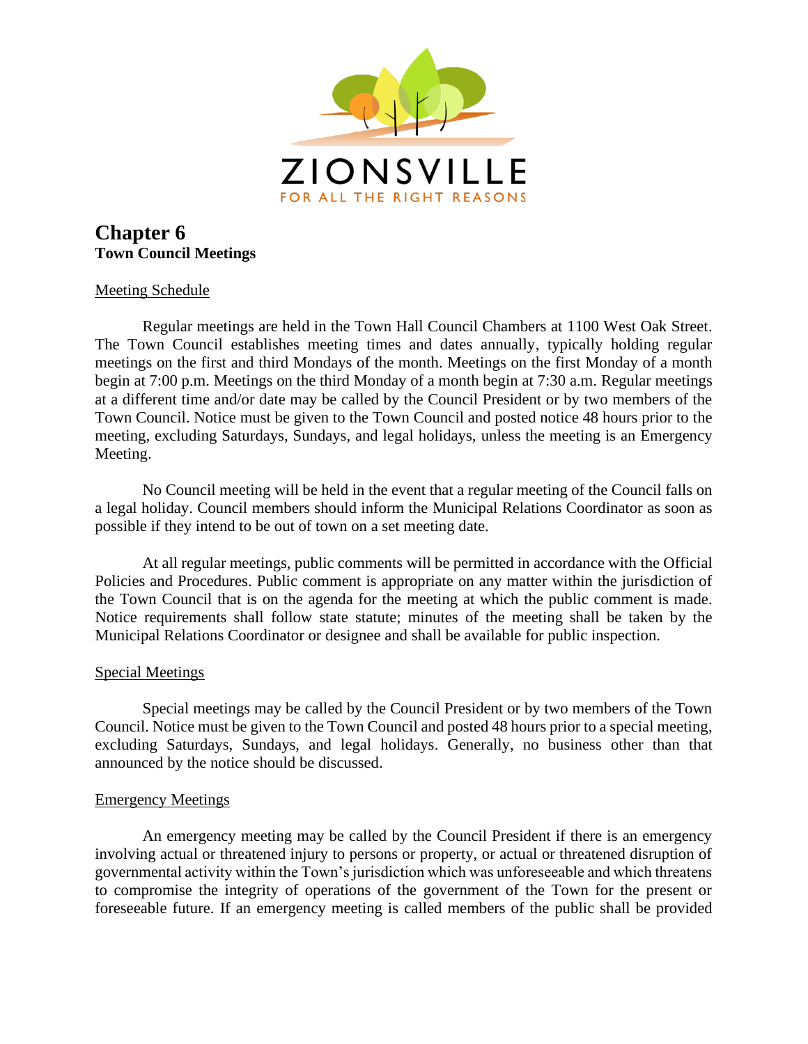ZIONSVILLE

FOR ALL THE RIGHT REASONS

# Chapter 6
## Town Council Meetings

### Meeting Schedule

Regular meetings are held in the Town Hall Council Chambers at 1100 West Oak Street. The Town Council establishes meeting times and dates annually, typically holding regular meetings on the first and third Mondays of the month. Meetings on the first Monday of a month begin at 7:00 p.m. Meetings on the third Monday of a month begin at 7:30 a.m. Regular meetings at a different time and/or date may be called by the Council President or by two members of the Town Council. Notice must be given to the Town Council and posted notice 48 hours prior to the meeting, excluding Saturdays, Sundays, and legal holidays, unless the meeting is an Emergency Meeting.

No Council meeting will be held in the event that a regular meeting of the Council falls on a legal holiday. Council members should inform the Municipal Relations Coordinator as soon as possible if they intend to be out of town on a set meeting date.

At all regular meetings, public comments will be permitted in accordance with the Official Policies and Procedures. Public comment is appropriate on any matter within the jurisdiction of the Town Council that is on the agenda for the meeting at which the public comment is made. Notice requirements shall follow state statute; minutes of the meeting shall be taken by the Municipal Relations Coordinator or designee and shall be available for public inspection.

### Special Meetings

Special meetings may be called by the Council President or by two members of the Town Council. Notice must be given to the Town Council and posted 48 hours prior to a special meeting, excluding Saturdays, Sundays, and legal holidays. Generally, no business other than that announced by the notice should be discussed.

### Emergency Meetings

An emergency meeting may be called by the Council President if there is an emergency involving actual or threatened injury to persons or property, or actual or threatened disruption of governmental activity within the Town's jurisdiction which was unforeseeable and which threatens to compromise the integrity of operations of the government of the Town for the present or foreseeable future. If an emergency meeting is called members of the public shall be provided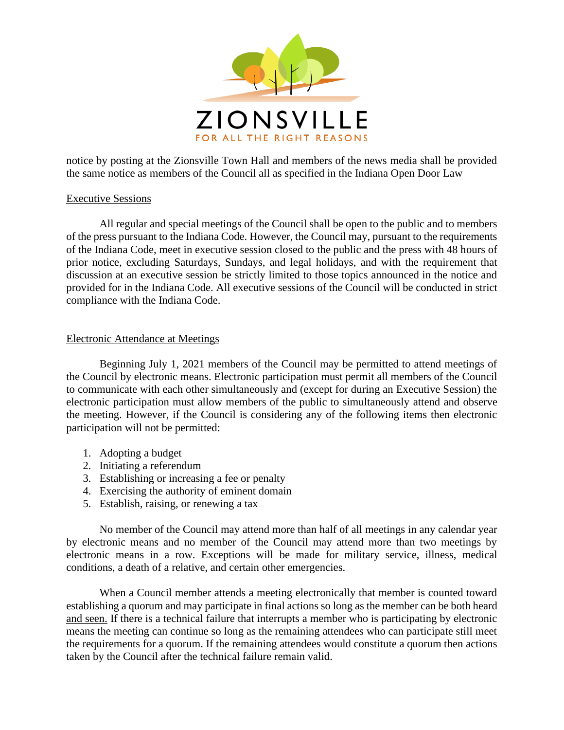notice by posting at the Zionsville Town Hall and members of the news media shall be provided the same notice as members of the Council all as specified in the Indiana Open Door Law

Executive Sessions

All regular and special meetings of the Council shall be open to the public and to members of the press pursuant to the Indiana Code. However, the Council may, pursuant to the requirements of the Indiana Code, meet in executive session closed to the public and the press with 48 hours of prior notice, excluding Saturdays, Sundays, and legal holidays, and with the requirement that discussion at an executive session be strictly limited to those topics announced in the notice and provided for in the Indiana Code. All executive sessions of the Council will be conducted in strict compliance with the Indiana Code.

Electronic Attendance at Meetings

Beginning July 1, 2021 members of the Council may be permitted to attend meetings of the Council by electronic means. Electronic participation must permit all members of the Council to communicate with each other simultaneously and (except for during an Executive Session) the electronic participation must allow members of the public to simultaneously attend and observe the meeting. However, if the Council is considering any of the following items then electronic participation will not be permitted:

1. Adopting a budget
2. Initiating a referendum
3. Establishing or increasing a fee or penalty
4. Exercising the authority of eminent domain
5. Establish, raising, or renewing a tax

No member of the Council may attend more than half of all meetings in any calendar year by electronic means and no member of the Council may attend more than two meetings by electronic means in a row. Exceptions will be made for military service, illness, medical conditions, a death of a relative, and certain other emergencies.

When a Council member attends a meeting electronically that member is counted toward establishing a quorum and may participate in final actions so long as the member can be both heard and seen. If there is a technical failure that interrupts a member who is participating by electronic means the meeting can continue so long as the remaining attendees who can participate still meet the requirements for a quorum. If the remaining attendees would constitute a quorum then actions taken by the Council after the technical failure remain valid.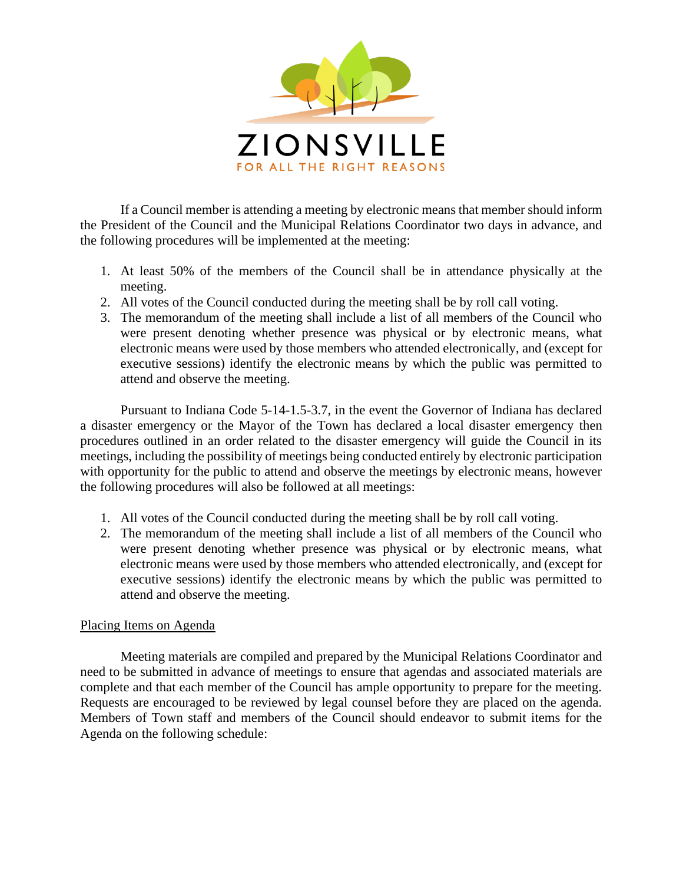If a Council member is attending a meeting by electronic means that member should inform the President of the Council and the Municipal Relations Coordinator two days in advance, and the following procedures will be implemented at the meeting:

1. At least 50% of the members of the Council shall be in attendance physically at the meeting.
2. All votes of the Council conducted during the meeting shall be by roll call voting.
3. The memorandum of the meeting shall include a list of all members of the Council who were present denoting whether presence was physical or by electronic means, what electronic means were used by those members who attended electronically, and (except for executive sessions) identify the electronic means by which the public was permitted to attend and observe the meeting.

Pursuant to Indiana Code 5-14-1.5-3.7, in the event the Governor of Indiana has declared a disaster emergency or the Mayor of the Town has declared a local disaster emergency then procedures outlined in an order related to the disaster emergency will guide the Council in its meetings, including the possibility of meetings being conducted entirely by electronic participation with opportunity for the public to attend and observe the meetings by electronic means, however the following procedures will also be followed at all meetings:

1. All votes of the Council conducted during the meeting shall be by roll call voting.
2. The memorandum of the meeting shall include a list of all members of the Council who were present denoting whether presence was physical or by electronic means, what electronic means were used by those members who attended electronically, and (except for executive sessions) identify the electronic means by which the public was permitted to attend and observe the meeting.

<u>Placing Items on Agenda</u>

Meeting materials are compiled and prepared by the Municipal Relations Coordinator and need to be submitted in advance of meetings to ensure that agendas and associated materials are complete and that each member of the Council has ample opportunity to prepare for the meeting. Requests are encouraged to be reviewed by legal counsel before they are placed on the agenda. Members of Town staff and members of the Council should endeavor to submit items for the Agenda on the following schedule: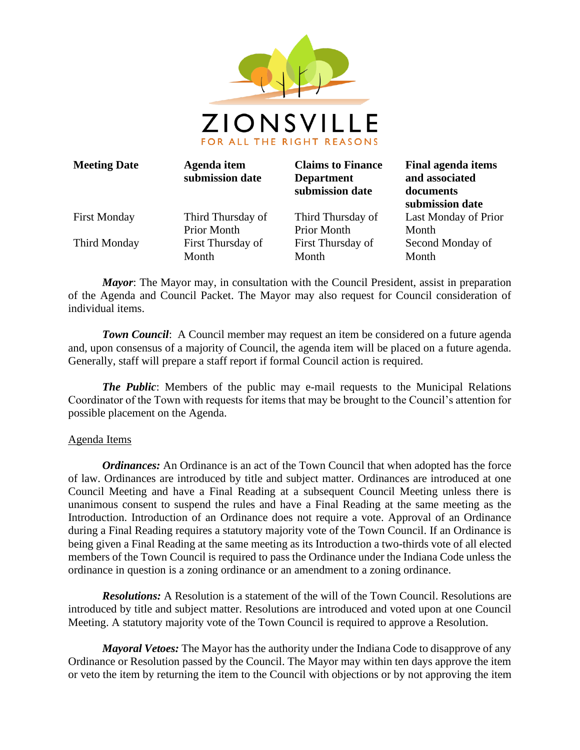ZIONSVILLE

FOR ALL THE RIGHT REASONS

| Meeting Date | Agenda item submission date | Claims to Finance Department submission date | Final agenda items and associated documents submission date |
|---|---|---|---|
| First Monday | Third Thursday of Prior Month | Third Thursday of Prior Month | Last Monday of Prior Month |
| Third Monday | First Thursday of Month | First Thursday of Month | Second Monday of Month |

***Mayor***: The Mayor may, in consultation with the Council President, assist in preparation of the Agenda and Council Packet. The Mayor may also request for Council consideration of individual items.

***Town Council***: A Council member may request an item be considered on a future agenda and, upon consensus of a majority of Council, the agenda item will be placed on a future agenda. Generally, staff will prepare a staff report if formal Council action is required.

***The Public***: Members of the public may e-mail requests to the Municipal Relations Coordinator of the Town with requests for items that may be brought to the Council's attention for possible placement on the Agenda.

Agenda Items

***Ordinances:*** An Ordinance is an act of the Town Council that when adopted has the force of law. Ordinances are introduced by title and subject matter. Ordinances are introduced at one Council Meeting and have a Final Reading at a subsequent Council Meeting unless there is unanimous consent to suspend the rules and have a Final Reading at the same meeting as the Introduction. Introduction of an Ordinance does not require a vote. Approval of an Ordinance during a Final Reading requires a statutory majority vote of the Town Council. If an Ordinance is being given a Final Reading at the same meeting as its Introduction a two-thirds vote of all elected members of the Town Council is required to pass the Ordinance under the Indiana Code unless the ordinance in question is a zoning ordinance or an amendment to a zoning ordinance.

***Resolutions:*** A Resolution is a statement of the will of the Town Council. Resolutions are introduced by title and subject matter. Resolutions are introduced and voted upon at one Council Meeting. A statutory majority vote of the Town Council is required to approve a Resolution.

***Mayoral Vetoes:*** The Mayor has the authority under the Indiana Code to disapprove of any Ordinance or Resolution passed by the Council. The Mayor may within ten days approve the item or veto the item by returning the item to the Council with objections or by not approving the item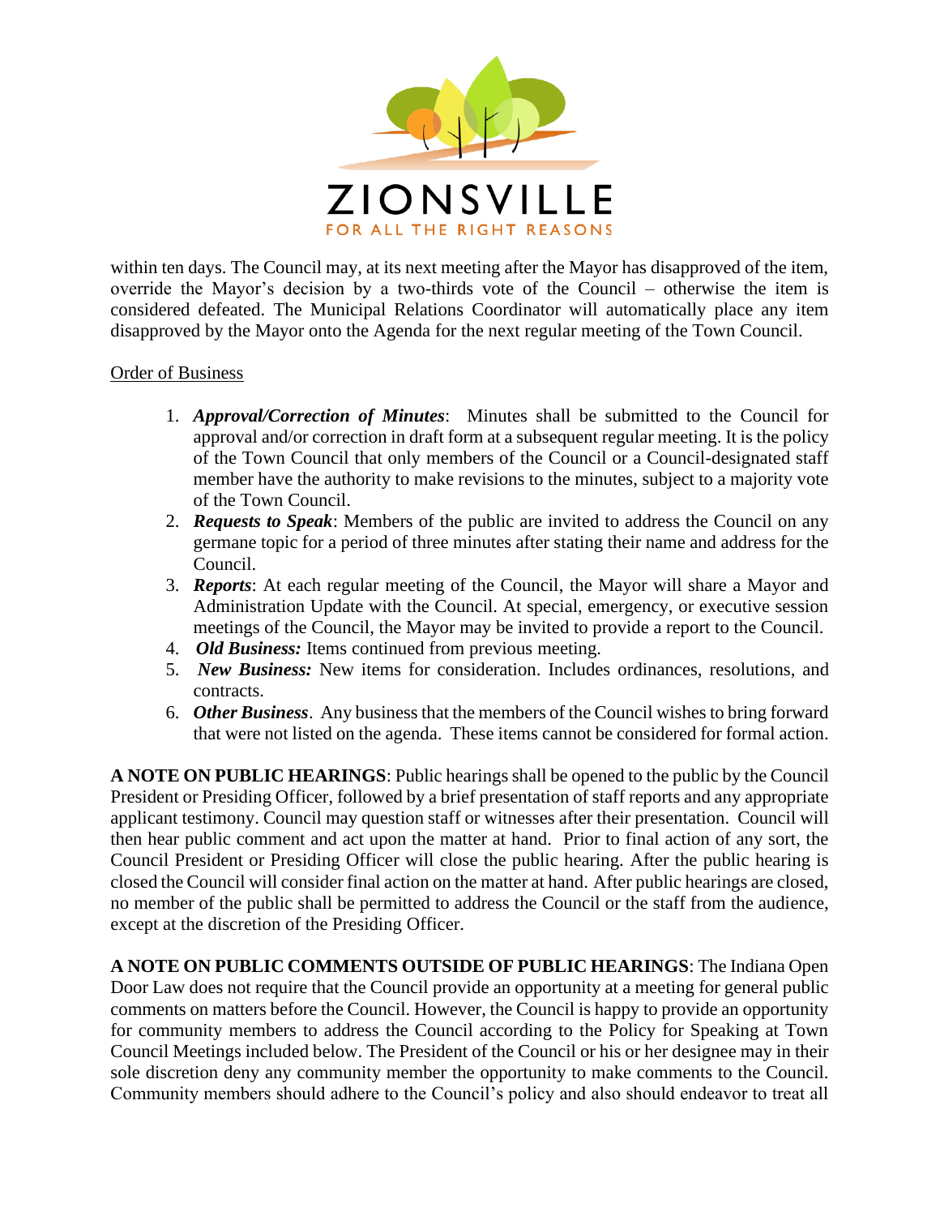within ten days. The Council may, at its next meeting after the Mayor has disapproved of the item, override the Mayor's decision by a two-thirds vote of the Council – otherwise the item is considered defeated. The Municipal Relations Coordinator will automatically place any item disapproved by the Mayor onto the Agenda for the next regular meeting of the Town Council.

Order of Business

1. ***Approval/Correction of Minutes***: Minutes shall be submitted to the Council for approval and/or correction in draft form at a subsequent regular meeting. It is the policy of the Town Council that only members of the Council or a Council-designated staff member have the authority to make revisions to the minutes, subject to a majority vote of the Town Council.
2. ***Requests to Speak***: Members of the public are invited to address the Council on any germane topic for a period of three minutes after stating their name and address for the Council.
3. ***Reports***: At each regular meeting of the Council, the Mayor will share a Mayor and Administration Update with the Council. At special, emergency, or executive session meetings of the Council, the Mayor may be invited to provide a report to the Council.
4. ***Old Business:*** Items continued from previous meeting.
5. ***New Business:*** New items for consideration. Includes ordinances, resolutions, and contracts.
6. ***Other Business***. Any business that the members of the Council wishes to bring forward that were not listed on the agenda. These items cannot be considered for formal action.

**A NOTE ON PUBLIC HEARINGS**: Public hearings shall be opened to the public by the Council President or Presiding Officer, followed by a brief presentation of staff reports and any appropriate applicant testimony. Council may question staff or witnesses after their presentation. Council will then hear public comment and act upon the matter at hand. Prior to final action of any sort, the Council President or Presiding Officer will close the public hearing. After the public hearing is closed the Council will consider final action on the matter at hand. After public hearings are closed, no member of the public shall be permitted to address the Council or the staff from the audience, except at the discretion of the Presiding Officer.

**A NOTE ON PUBLIC COMMENTS OUTSIDE OF PUBLIC HEARINGS**: The Indiana Open Door Law does not require that the Council provide an opportunity at a meeting for general public comments on matters before the Council. However, the Council is happy to provide an opportunity for community members to address the Council according to the Policy for Speaking at Town Council Meetings included below. The President of the Council or his or her designee may in their sole discretion deny any community member the opportunity to make comments to the Council. Community members should adhere to the Council's policy and also should endeavor to treat all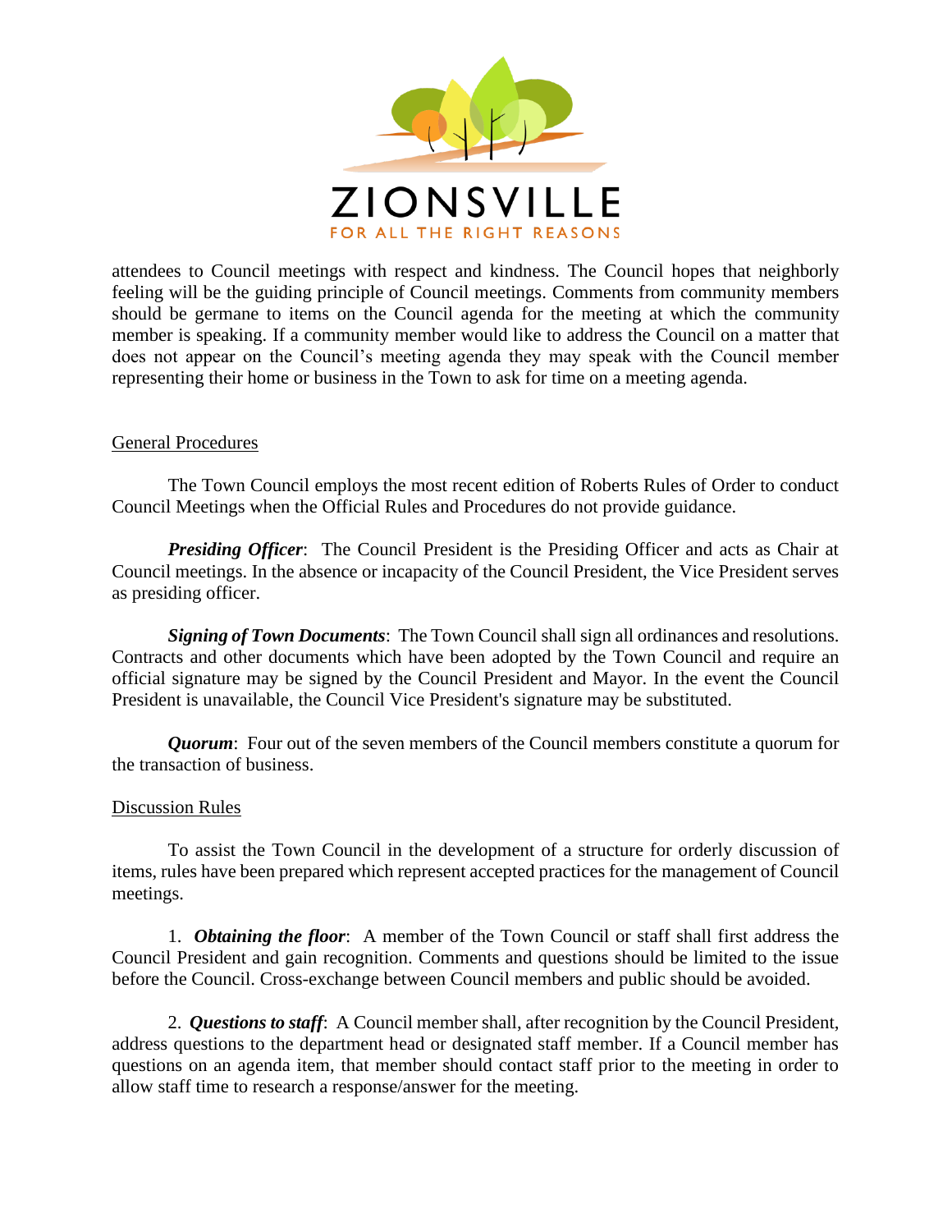attendees to Council meetings with respect and kindness. The Council hopes that neighborly feeling will be the guiding principle of Council meetings. Comments from community members should be germane to items on the Council agenda for the meeting at which the community member is speaking. If a community member would like to address the Council on a matter that does not appear on the Council's meeting agenda they may speak with the Council member representing their home or business in the Town to ask for time on a meeting agenda.

## General Procedures

The Town Council employs the most recent edition of Roberts Rules of Order to conduct Council Meetings when the Official Rules and Procedures do not provide guidance.

***Presiding Officer***: The Council President is the Presiding Officer and acts as Chair at Council meetings. In the absence or incapacity of the Council President, the Vice President serves as presiding officer.

***Signing of Town Documents***: The Town Council shall sign all ordinances and resolutions. Contracts and other documents which have been adopted by the Town Council and require an official signature may be signed by the Council President and Mayor. In the event the Council President is unavailable, the Council Vice President's signature may be substituted.

***Quorum***: Four out of the seven members of the Council members constitute a quorum for the transaction of business.

## Discussion Rules

To assist the Town Council in the development of a structure for orderly discussion of items, rules have been prepared which represent accepted practices for the management of Council meetings.

1. ***Obtaining the floor***: A member of the Town Council or staff shall first address the Council President and gain recognition. Comments and questions should be limited to the issue before the Council. Cross-exchange between Council members and public should be avoided.

2. ***Questions to staff***: A Council member shall, after recognition by the Council President, address questions to the department head or designated staff member. If a Council member has questions on an agenda item, that member should contact staff prior to the meeting in order to allow staff time to research a response/answer for the meeting.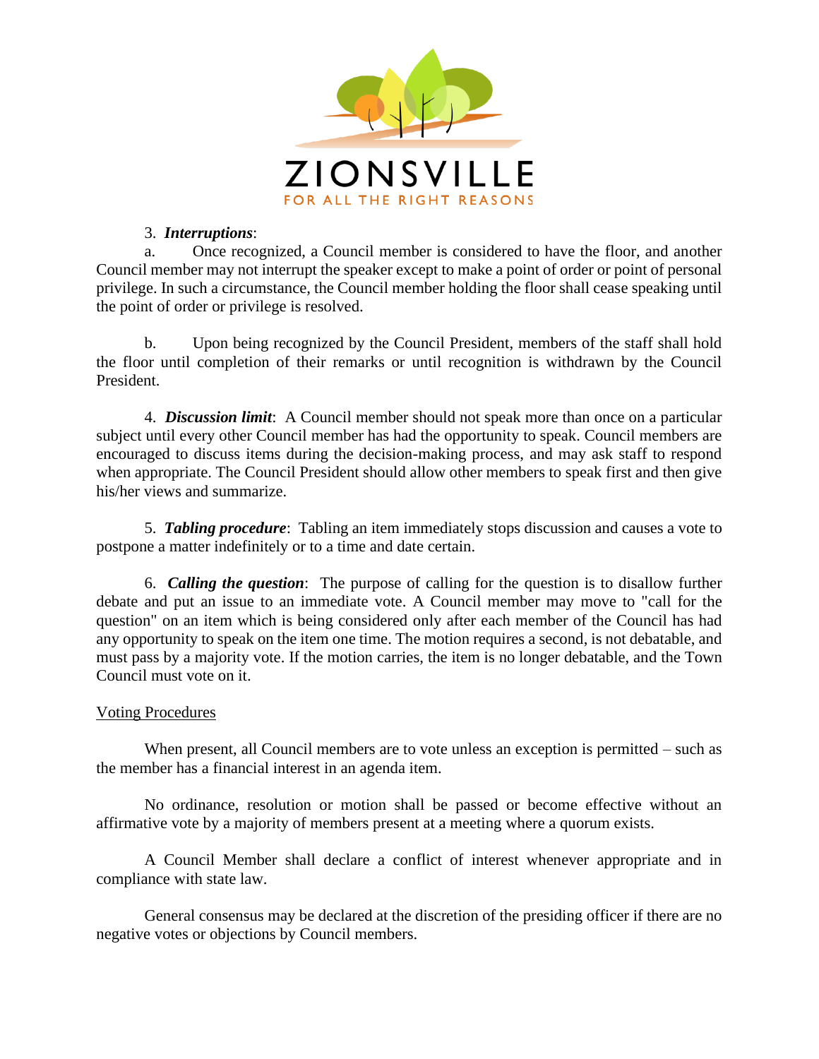3. ***Interruptions***:

a. Once recognized, a Council member is considered to have the floor, and another Council member may not interrupt the speaker except to make a point of order or point of personal privilege. In such a circumstance, the Council member holding the floor shall cease speaking until the point of order or privilege is resolved.

b. Upon being recognized by the Council President, members of the staff shall hold the floor until completion of their remarks or until recognition is withdrawn by the Council President.

4. ***Discussion limit***: A Council member should not speak more than once on a particular subject until every other Council member has had the opportunity to speak. Council members are encouraged to discuss items during the decision-making process, and may ask staff to respond when appropriate. The Council President should allow other members to speak first and then give his/her views and summarize.

5. ***Tabling procedure***: Tabling an item immediately stops discussion and causes a vote to postpone a matter indefinitely or to a time and date certain.

6. ***Calling the question***: The purpose of calling for the question is to disallow further debate and put an issue to an immediate vote. A Council member may move to "call for the question" on an item which is being considered only after each member of the Council has had any opportunity to speak on the item one time. The motion requires a second, is not debatable, and must pass by a majority vote. If the motion carries, the item is no longer debatable, and the Town Council must vote on it.

Voting Procedures

When present, all Council members are to vote unless an exception is permitted – such as the member has a financial interest in an agenda item.

No ordinance, resolution or motion shall be passed or become effective without an affirmative vote by a majority of members present at a meeting where a quorum exists.

A Council Member shall declare a conflict of interest whenever appropriate and in compliance with state law.

General consensus may be declared at the discretion of the presiding officer if there are no negative votes or objections by Council members.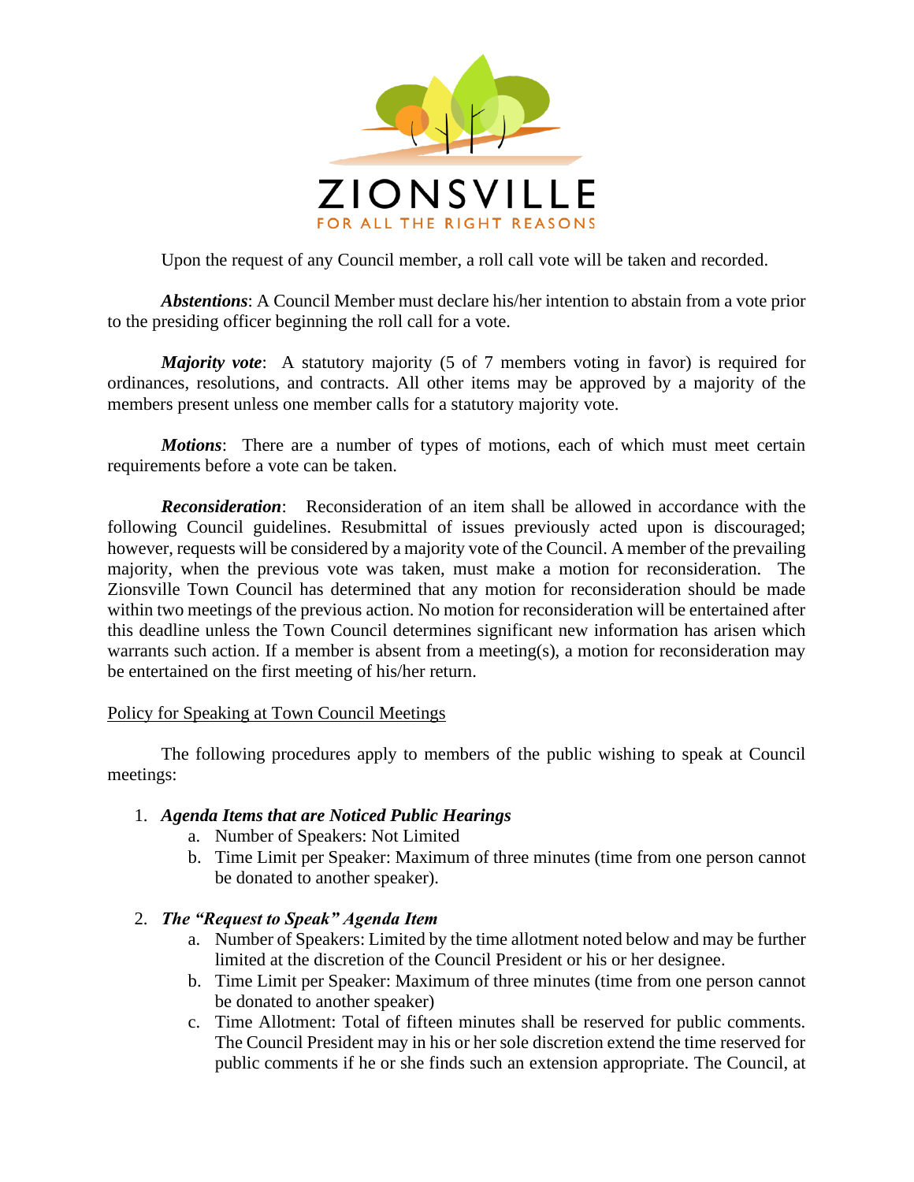Upon the request of any Council member, a roll call vote will be taken and recorded.

***Abstentions***: A Council Member must declare his/her intention to abstain from a vote prior to the presiding officer beginning the roll call for a vote.

***Majority vote***: A statutory majority (5 of 7 members voting in favor) is required for ordinances, resolutions, and contracts. All other items may be approved by a majority of the members present unless one member calls for a statutory majority vote.

***Motions***: There are a number of types of motions, each of which must meet certain requirements before a vote can be taken.

***Reconsideration***: Reconsideration of an item shall be allowed in accordance with the following Council guidelines. Resubmittal of issues previously acted upon is discouraged; however, requests will be considered by a majority vote of the Council. A member of the prevailing majority, when the previous vote was taken, must make a motion for reconsideration. The Zionsville Town Council has determined that any motion for reconsideration should be made within two meetings of the previous action. No motion for reconsideration will be entertained after this deadline unless the Town Council determines significant new information has arisen which warrants such action. If a member is absent from a meeting(s), a motion for reconsideration may be entertained on the first meeting of his/her return.

Policy for Speaking at Town Council Meetings

The following procedures apply to members of the public wishing to speak at Council meetings:

1. ***Agenda Items that are Noticed Public Hearings***
   a. Number of Speakers: Not Limited
   b. Time Limit per Speaker: Maximum of three minutes (time from one person cannot be donated to another speaker).

2. ***The "Request to Speak" Agenda Item***
   a. Number of Speakers: Limited by the time allotment noted below and may be further limited at the discretion of the Council President or his or her designee.
   b. Time Limit per Speaker: Maximum of three minutes (time from one person cannot be donated to another speaker)
   c. Time Allotment: Total of fifteen minutes shall be reserved for public comments. The Council President may in his or her sole discretion extend the time reserved for public comments if he or she finds such an extension appropriate. The Council, at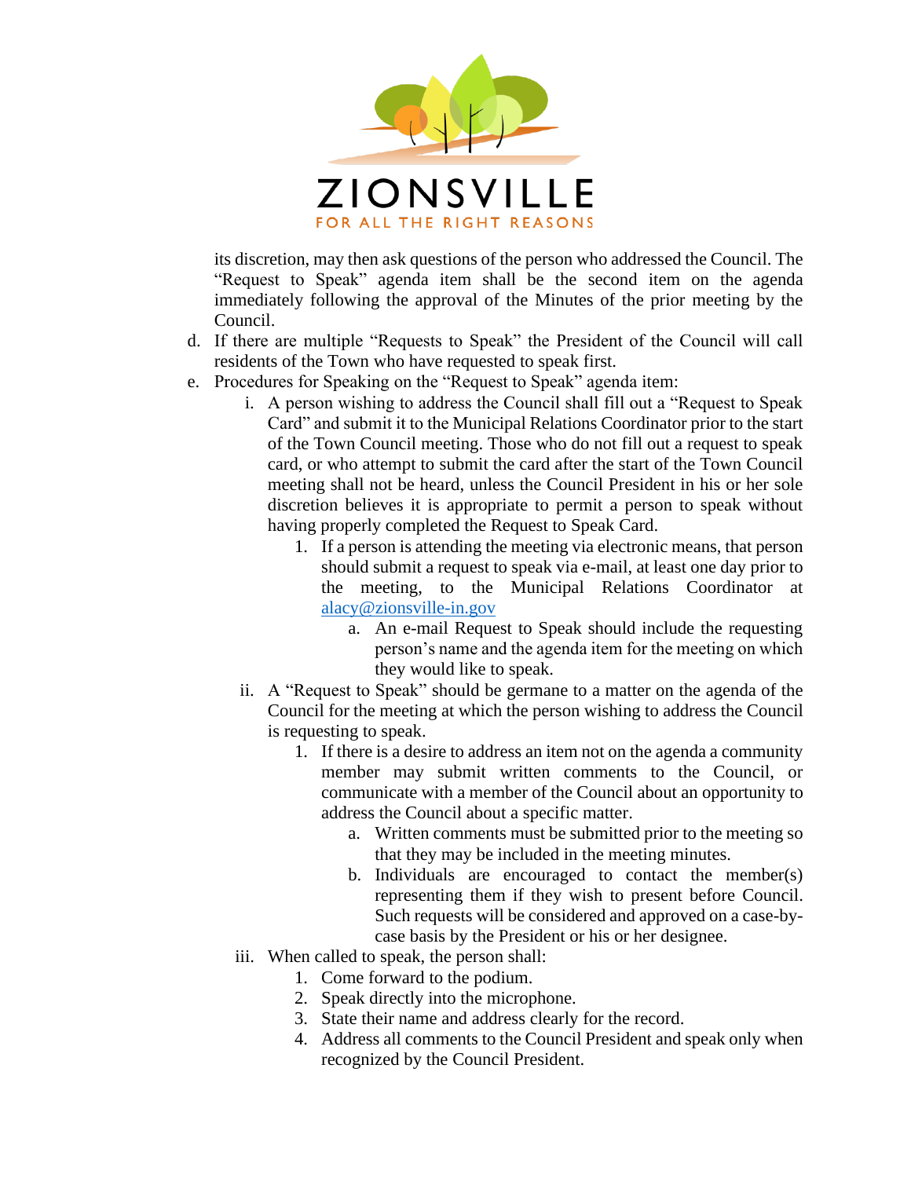its discretion, may then ask questions of the person who addressed the Council. The "Request to Speak" agenda item shall be the second item on the agenda immediately following the approval of the Minutes of the prior meeting by the Council.

d. If there are multiple "Requests to Speak" the President of the Council will call residents of the Town who have requested to speak first.

e. Procedures for Speaking on the "Request to Speak" agenda item:

    i. A person wishing to address the Council shall fill out a "Request to Speak Card" and submit it to the Municipal Relations Coordinator prior to the start of the Town Council meeting. Those who do not fill out a request to speak card, or who attempt to submit the card after the start of the Town Council meeting shall not be heard, unless the Council President in his or her sole discretion believes it is appropriate to permit a person to speak without having properly completed the Request to Speak Card.

        1. If a person is attending the meeting via electronic means, that person should submit a request to speak via e-mail, at least one day prior to the meeting, to the Municipal Relations Coordinator at alacy@zionsville-in.gov

            a. An e-mail Request to Speak should include the requesting person's name and the agenda item for the meeting on which they would like to speak.

    ii. A "Request to Speak" should be germane to a matter on the agenda of the Council for the meeting at which the person wishing to address the Council is requesting to speak.

        1. If there is a desire to address an item not on the agenda a community member may submit written comments to the Council, or communicate with a member of the Council about an opportunity to address the Council about a specific matter.

            a. Written comments must be submitted prior to the meeting so that they may be included in the meeting minutes.

            b. Individuals are encouraged to contact the member(s) representing them if they wish to present before Council. Such requests will be considered and approved on a case-by-case basis by the President or his or her designee.

    iii. When called to speak, the person shall:

        1. Come forward to the podium.
        2. Speak directly into the microphone.
        3. State their name and address clearly for the record.
        4. Address all comments to the Council President and speak only when recognized by the Council President.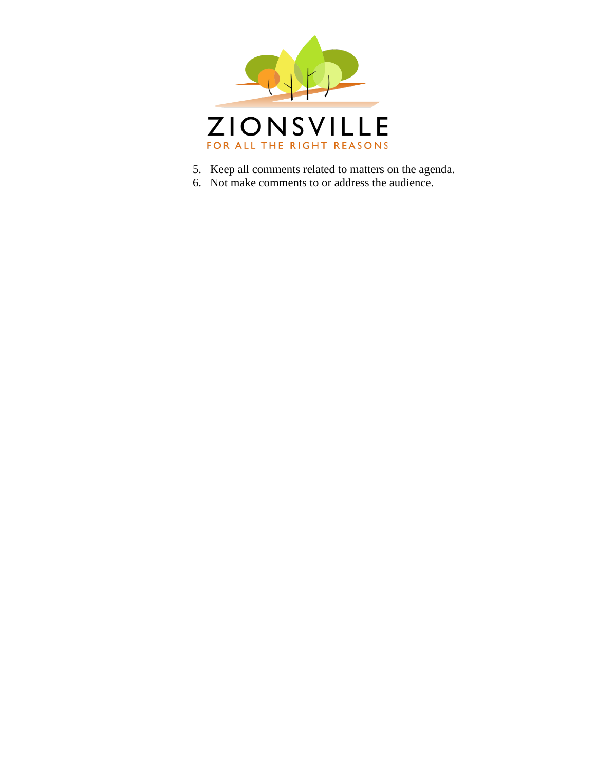5. Keep all comments related to matters on the agenda.
6. Not make comments to or address the audience.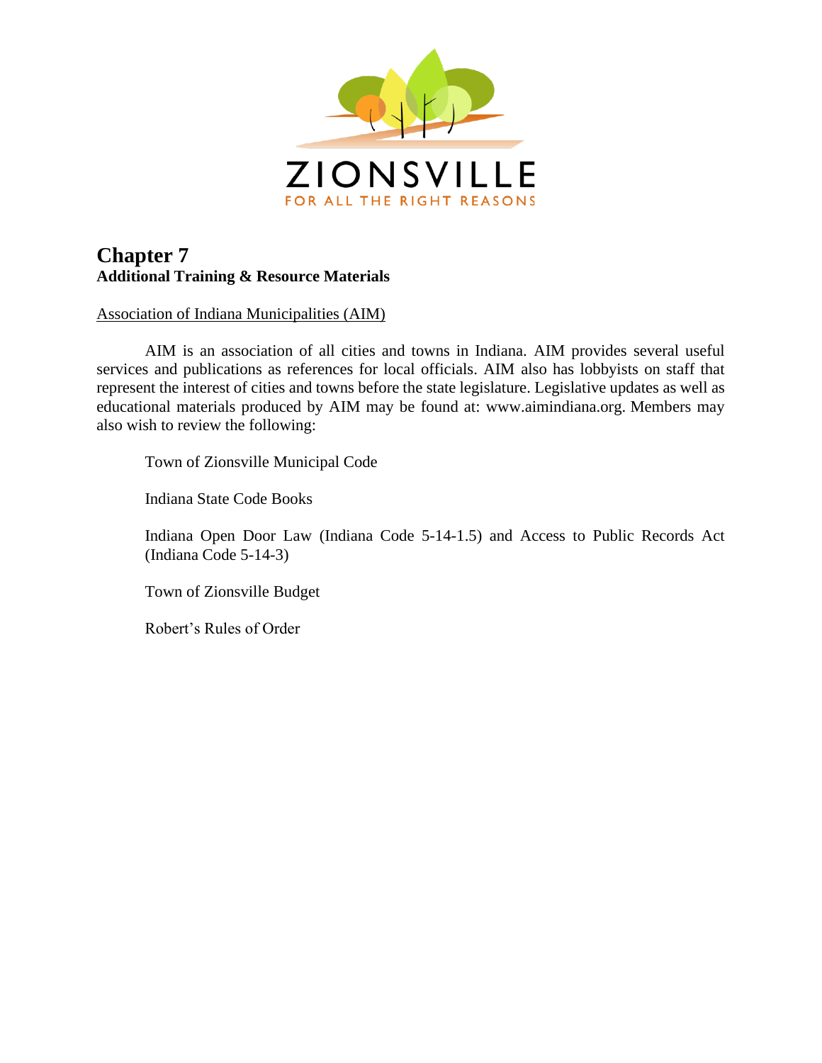ZIONSVILLE

FOR ALL THE RIGHT REASONS

# Chapter 7
## Additional Training & Resource Materials

Association of Indiana Municipalities (AIM)

AIM is an association of all cities and towns in Indiana. AIM provides several useful services and publications as references for local officials. AIM also has lobbyists on staff that represent the interest of cities and towns before the state legislature. Legislative updates as well as educational materials produced by AIM may be found at: www.aimindiana.org. Members may also wish to review the following:

Town of Zionsville Municipal Code

Indiana State Code Books

Indiana Open Door Law (Indiana Code 5-14-1.5) and Access to Public Records Act (Indiana Code 5-14-3)

Town of Zionsville Budget

Robert's Rules of Order